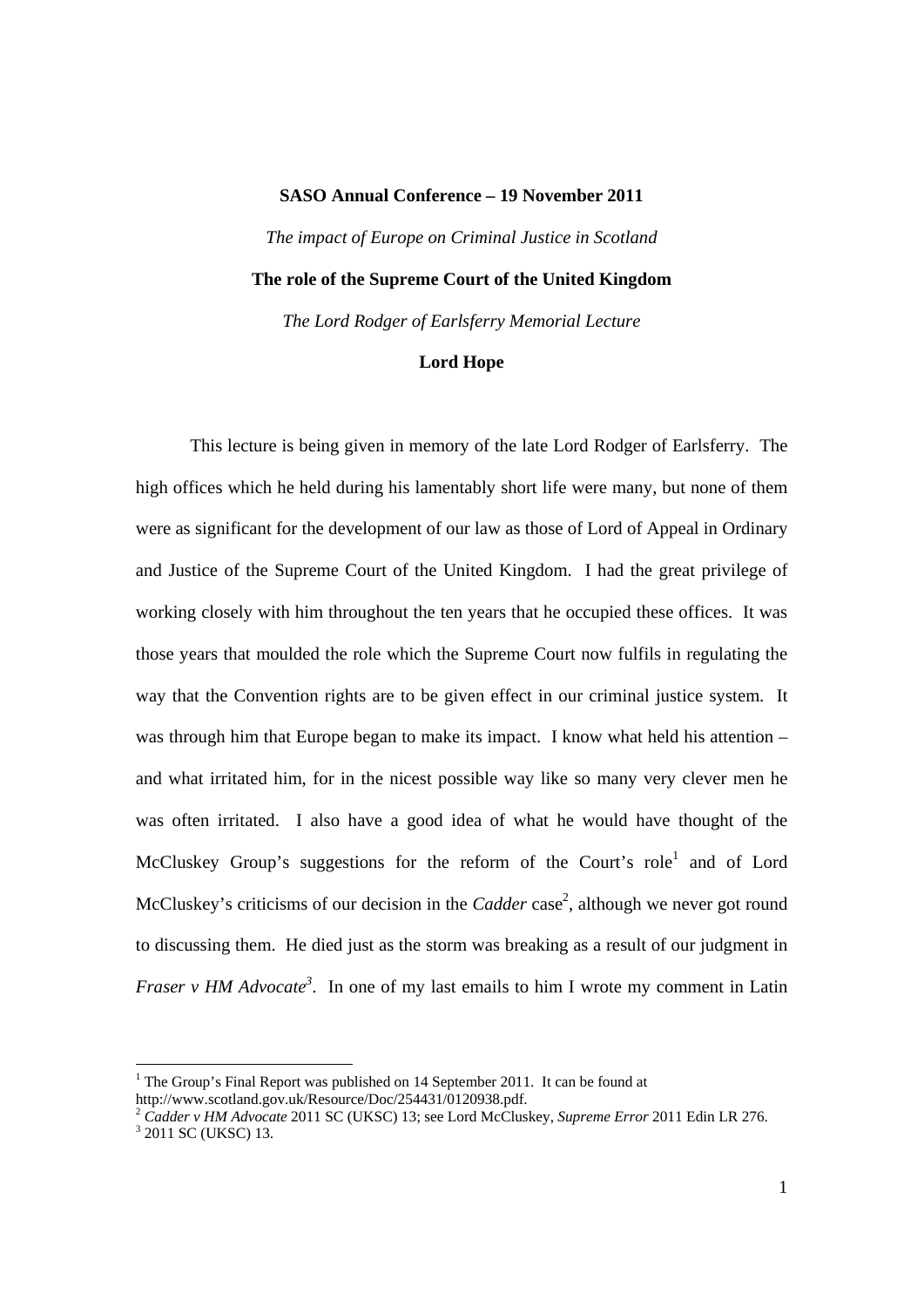**SASO Annual Conference – 19 November 2011**

*The impact of Europe on Criminal Justice in Scotland*

**The role of the Supreme Court of the United Kingdom**

*The Lord Rodger of Earlsferry Memorial Lecture*

**Lord Hope**

This lecture is being given in memory of the late Lord Rodger of Earlsferry. The high offices which he held during his lamentably short life were many, but none of them were as significant for the development of our law as those of Lord of Appeal in Ordinary and Justice of the Supreme Court of the United Kingdom. I had the great privilege of working closely with him throughout the ten years that he occupied these offices. It was those years that moulded the role which the Supreme Court now fulfils in regulating the way that the Convention rights are to be given effect in our criminal justice system. It was through him that Europe began to make its impact. I know what held his attention – and what irritated him, for in the nicest possible way like so many very clever men he was often irritated. I also have a good idea of what he would have thought of the McCluskey Group's suggestions for the reform of the Court's role[1] and of Lord McCluskey's criticisms of our decision in the *Cadder* case[2], although we never got round to discussing them. He died just as the storm was breaking as a result of our judgment in *Fraser v HM Advocate*[3]. In one of my last emails to him I wrote my comment in Latin

---

[1] The Group's Final Report was published on 14 September 2011. It can be found at http://www.scotland.gov.uk/Resource/Doc/254431/0120938.pdf.

[2] *Cadder v HM Advocate* 2011 SC (UKSC) 13; see Lord McCluskey, *Supreme Error* 2011 Edin LR 276.

[3] 2011 SC (UKSC) 13.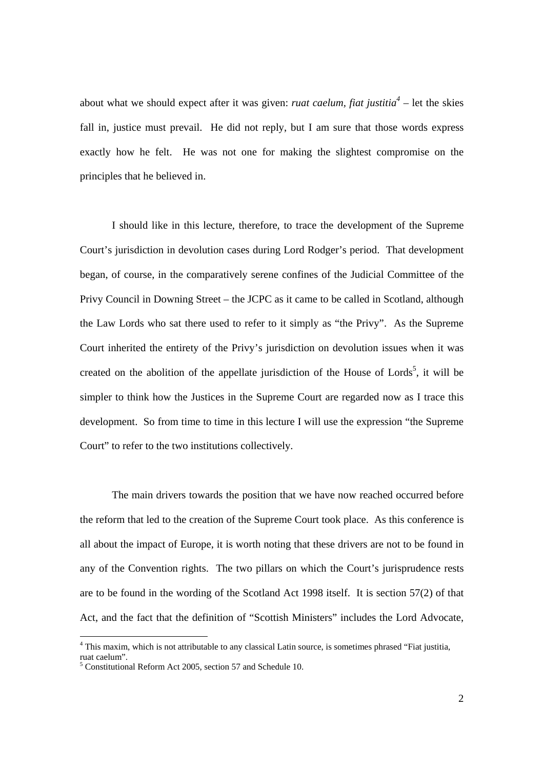about what we should expect after it was given: *ruat caelum, fiat justitia*[4] – let the skies fall in, justice must prevail. He did not reply, but I am sure that those words express exactly how he felt. He was not one for making the slightest compromise on the principles that he believed in.

I should like in this lecture, therefore, to trace the development of the Supreme Court's jurisdiction in devolution cases during Lord Rodger's period. That development began, of course, in the comparatively serene confines of the Judicial Committee of the Privy Council in Downing Street – the JCPC as it came to be called in Scotland, although the Law Lords who sat there used to refer to it simply as "the Privy". As the Supreme Court inherited the entirety of the Privy's jurisdiction on devolution issues when it was created on the abolition of the appellate jurisdiction of the House of Lords[5], it will be simpler to think how the Justices in the Supreme Court are regarded now as I trace this development. So from time to time in this lecture I will use the expression "the Supreme Court" to refer to the two institutions collectively.

The main drivers towards the position that we have now reached occurred before the reform that led to the creation of the Supreme Court took place. As this conference is all about the impact of Europe, it is worth noting that these drivers are not to be found in any of the Convention rights. The two pillars on which the Court's jurisprudence rests are to be found in the wording of the Scotland Act 1998 itself. It is section 57(2) of that Act, and the fact that the definition of "Scottish Ministers" includes the Lord Advocate,

---

[4] This maxim, which is not attributable to any classical Latin source, is sometimes phrased "Fiat justitia, ruat caelum".

[5] Constitutional Reform Act 2005, section 57 and Schedule 10.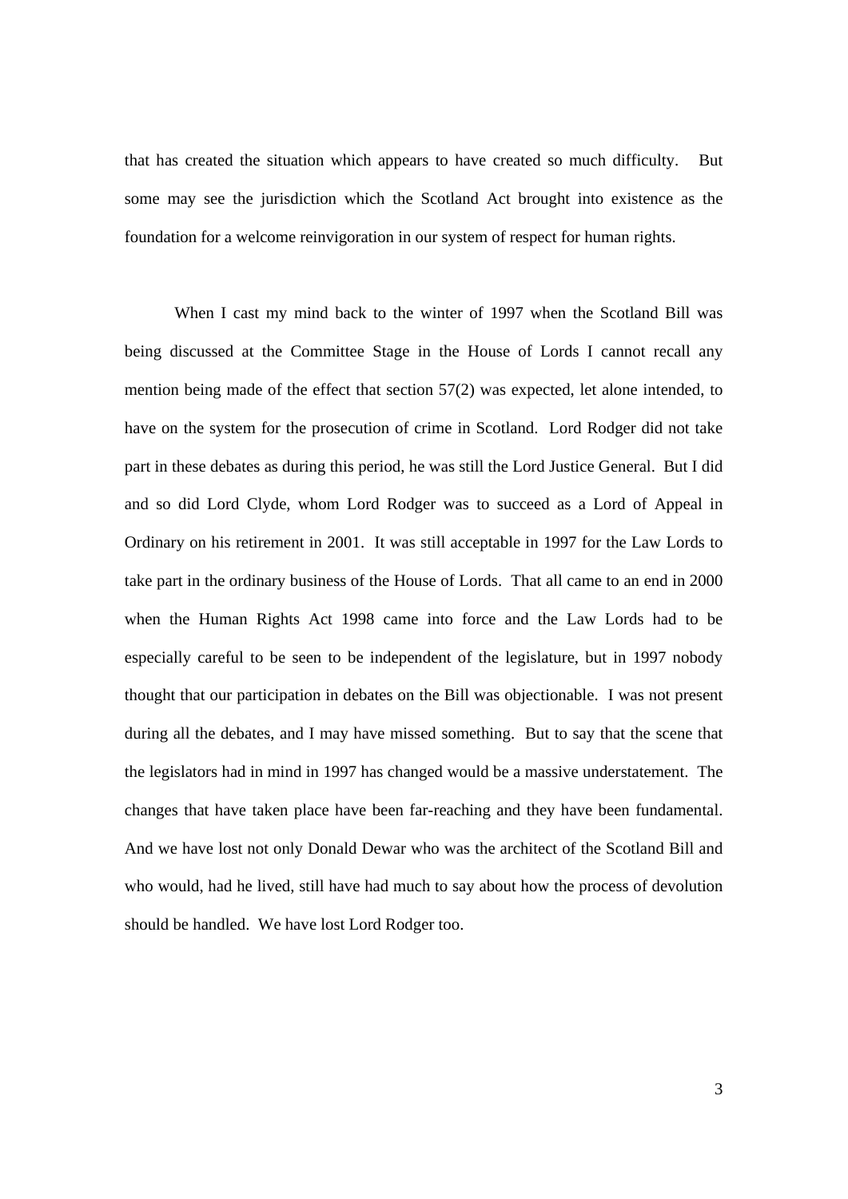that has created the situation which appears to have created so much difficulty. But some may see the jurisdiction which the Scotland Act brought into existence as the foundation for a welcome reinvigoration in our system of respect for human rights.

When I cast my mind back to the winter of 1997 when the Scotland Bill was being discussed at the Committee Stage in the House of Lords I cannot recall any mention being made of the effect that section 57(2) was expected, let alone intended, to have on the system for the prosecution of crime in Scotland. Lord Rodger did not take part in these debates as during this period, he was still the Lord Justice General. But I did and so did Lord Clyde, whom Lord Rodger was to succeed as a Lord of Appeal in Ordinary on his retirement in 2001. It was still acceptable in 1997 for the Law Lords to take part in the ordinary business of the House of Lords. That all came to an end in 2000 when the Human Rights Act 1998 came into force and the Law Lords had to be especially careful to be seen to be independent of the legislature, but in 1997 nobody thought that our participation in debates on the Bill was objectionable. I was not present during all the debates, and I may have missed something. But to say that the scene that the legislators had in mind in 1997 has changed would be a massive understatement. The changes that have taken place have been far-reaching and they have been fundamental. And we have lost not only Donald Dewar who was the architect of the Scotland Bill and who would, had he lived, still have had much to say about how the process of devolution should be handled. We have lost Lord Rodger too.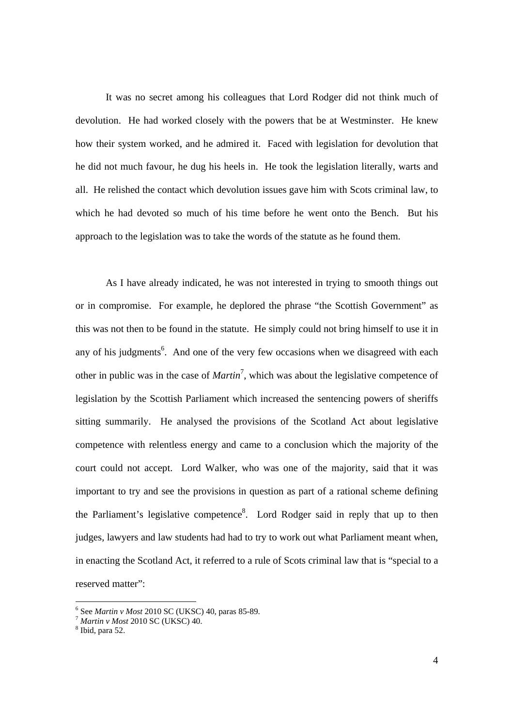It was no secret among his colleagues that Lord Rodger did not think much of devolution. He had worked closely with the powers that be at Westminster. He knew how their system worked, and he admired it. Faced with legislation for devolution that he did not much favour, he dug his heels in. He took the legislation literally, warts and all. He relished the contact which devolution issues gave him with Scots criminal law, to which he had devoted so much of his time before he went onto the Bench. But his approach to the legislation was to take the words of the statute as he found them.

As I have already indicated, he was not interested in trying to smooth things out or in compromise. For example, he deplored the phrase "the Scottish Government" as this was not then to be found in the statute. He simply could not bring himself to use it in any of his judgments[6]. And one of the very few occasions when we disagreed with each other in public was in the case of *Martin*[7], which was about the legislative competence of legislation by the Scottish Parliament which increased the sentencing powers of sheriffs sitting summarily. He analysed the provisions of the Scotland Act about legislative competence with relentless energy and came to a conclusion which the majority of the court could not accept. Lord Walker, who was one of the majority, said that it was important to try and see the provisions in question as part of a rational scheme defining the Parliament's legislative competence[8]. Lord Rodger said in reply that up to then judges, lawyers and law students had had to try to work out what Parliament meant when, in enacting the Scotland Act, it referred to a rule of Scots criminal law that is "special to a reserved matter":

---

[6] See *Martin v Most* 2010 SC (UKSC) 40, paras 85-89.

[7] *Martin v Most* 2010 SC (UKSC) 40.

[8] Ibid, para 52.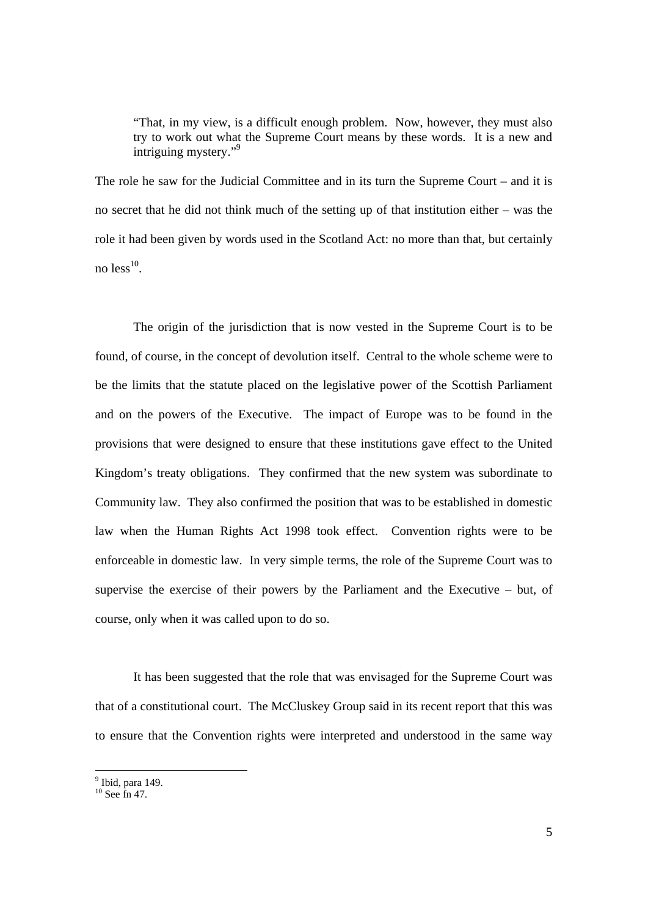> "That, in my view, is a difficult enough problem. Now, however, they must also try to work out what the Supreme Court means by these words. It is a new and intriguing mystery."[9]

The role he saw for the Judicial Committee and in its turn the Supreme Court – and it is no secret that he did not think much of the setting up of that institution either – was the role it had been given by words used in the Scotland Act: no more than that, but certainly no less[10].

The origin of the jurisdiction that is now vested in the Supreme Court is to be found, of course, in the concept of devolution itself. Central to the whole scheme were to be the limits that the statute placed on the legislative power of the Scottish Parliament and on the powers of the Executive. The impact of Europe was to be found in the provisions that were designed to ensure that these institutions gave effect to the United Kingdom's treaty obligations. They confirmed that the new system was subordinate to Community law. They also confirmed the position that was to be established in domestic law when the Human Rights Act 1998 took effect. Convention rights were to be enforceable in domestic law. In very simple terms, the role of the Supreme Court was to supervise the exercise of their powers by the Parliament and the Executive – but, of course, only when it was called upon to do so.

It has been suggested that the role that was envisaged for the Supreme Court was that of a constitutional court. The McCluskey Group said in its recent report that this was to ensure that the Convention rights were interpreted and understood in the same way

---

[9] Ibid, para 149.

[10] See fn 47.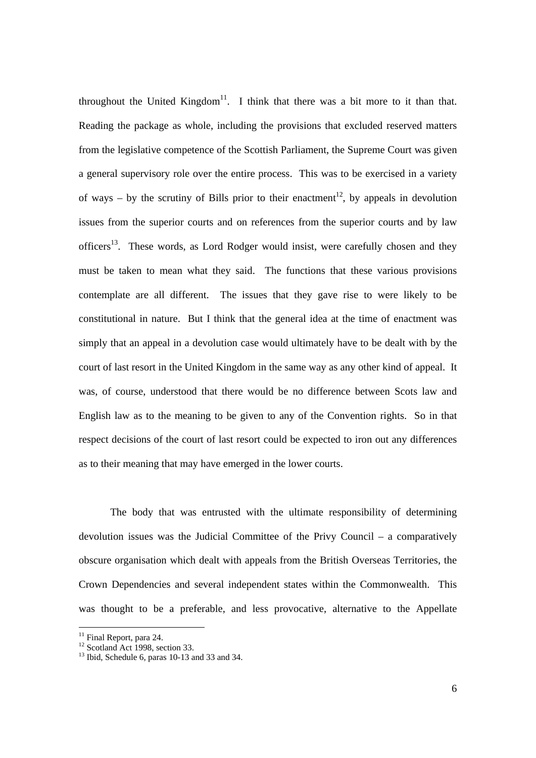throughout the United Kingdom[11]. I think that there was a bit more to it than that. Reading the package as whole, including the provisions that excluded reserved matters from the legislative competence of the Scottish Parliament, the Supreme Court was given a general supervisory role over the entire process. This was to be exercised in a variety of ways – by the scrutiny of Bills prior to their enactment[12], by appeals in devolution issues from the superior courts and on references from the superior courts and by law officers[13]. These words, as Lord Rodger would insist, were carefully chosen and they must be taken to mean what they said. The functions that these various provisions contemplate are all different. The issues that they gave rise to were likely to be constitutional in nature. But I think that the general idea at the time of enactment was simply that an appeal in a devolution case would ultimately have to be dealt with by the court of last resort in the United Kingdom in the same way as any other kind of appeal. It was, of course, understood that there would be no difference between Scots law and English law as to the meaning to be given to any of the Convention rights. So in that respect decisions of the court of last resort could be expected to iron out any differences as to their meaning that may have emerged in the lower courts.

The body that was entrusted with the ultimate responsibility of determining devolution issues was the Judicial Committee of the Privy Council – a comparatively obscure organisation which dealt with appeals from the British Overseas Territories, the Crown Dependencies and several independent states within the Commonwealth. This was thought to be a preferable, and less provocative, alternative to the Appellate

[11] Final Report, para 24.
[12] Scotland Act 1998, section 33.
[13] Ibid, Schedule 6, paras 10-13 and 33 and 34.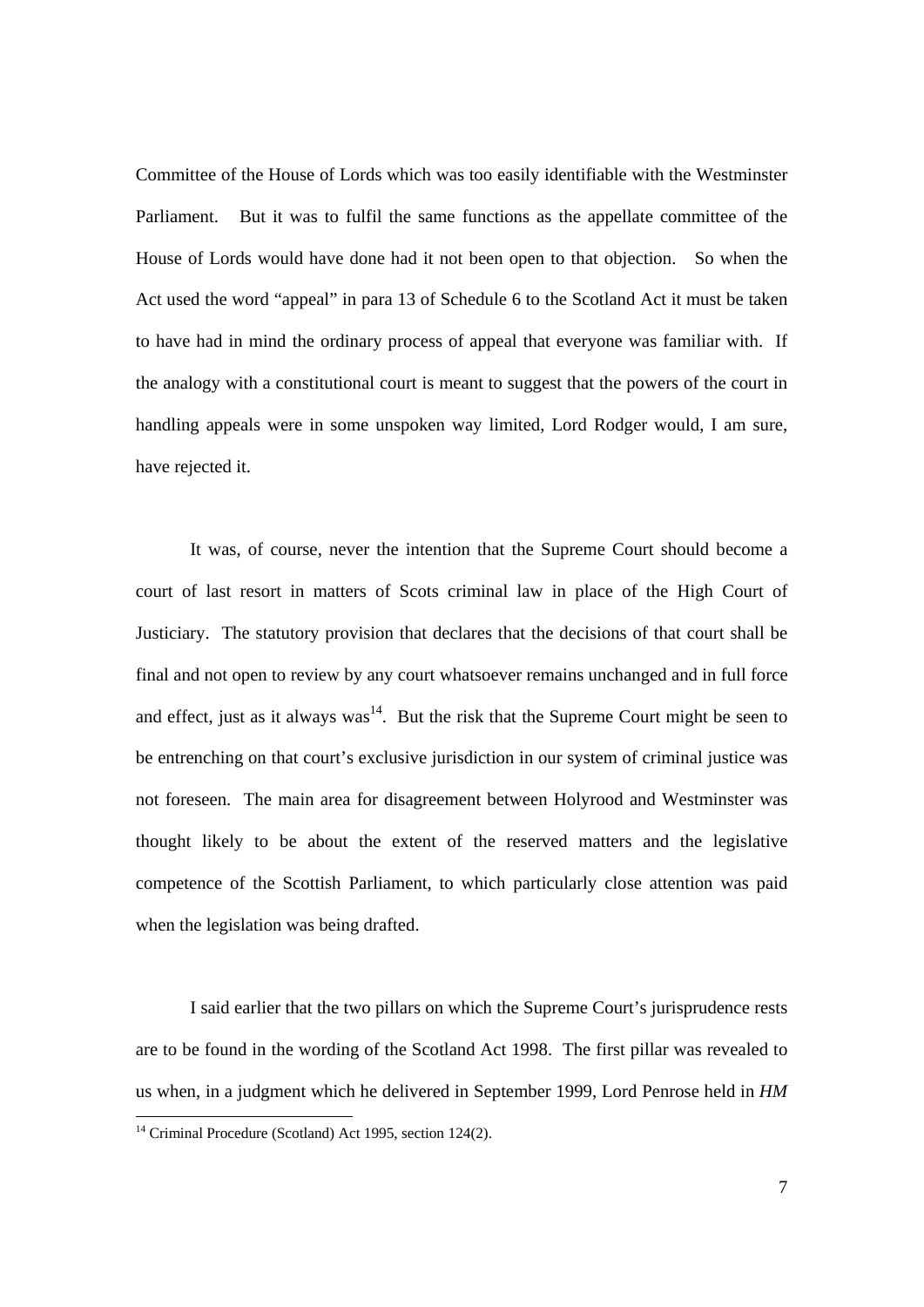Committee of the House of Lords which was too easily identifiable with the Westminster Parliament. But it was to fulfil the same functions as the appellate committee of the House of Lords would have done had it not been open to that objection. So when the Act used the word "appeal" in para 13 of Schedule 6 to the Scotland Act it must be taken to have had in mind the ordinary process of appeal that everyone was familiar with. If the analogy with a constitutional court is meant to suggest that the powers of the court in handling appeals were in some unspoken way limited, Lord Rodger would, I am sure, have rejected it.

It was, of course, never the intention that the Supreme Court should become a court of last resort in matters of Scots criminal law in place of the High Court of Justiciary. The statutory provision that declares that the decisions of that court shall be final and not open to review by any court whatsoever remains unchanged and in full force and effect, just as it always was[14]. But the risk that the Supreme Court might be seen to be entrenching on that court's exclusive jurisdiction in our system of criminal justice was not foreseen. The main area for disagreement between Holyrood and Westminster was thought likely to be about the extent of the reserved matters and the legislative competence of the Scottish Parliament, to which particularly close attention was paid when the legislation was being drafted.

I said earlier that the two pillars on which the Supreme Court's jurisprudence rests are to be found in the wording of the Scotland Act 1998. The first pillar was revealed to us when, in a judgment which he delivered in September 1999, Lord Penrose held in *HM*

[14] Criminal Procedure (Scotland) Act 1995, section 124(2).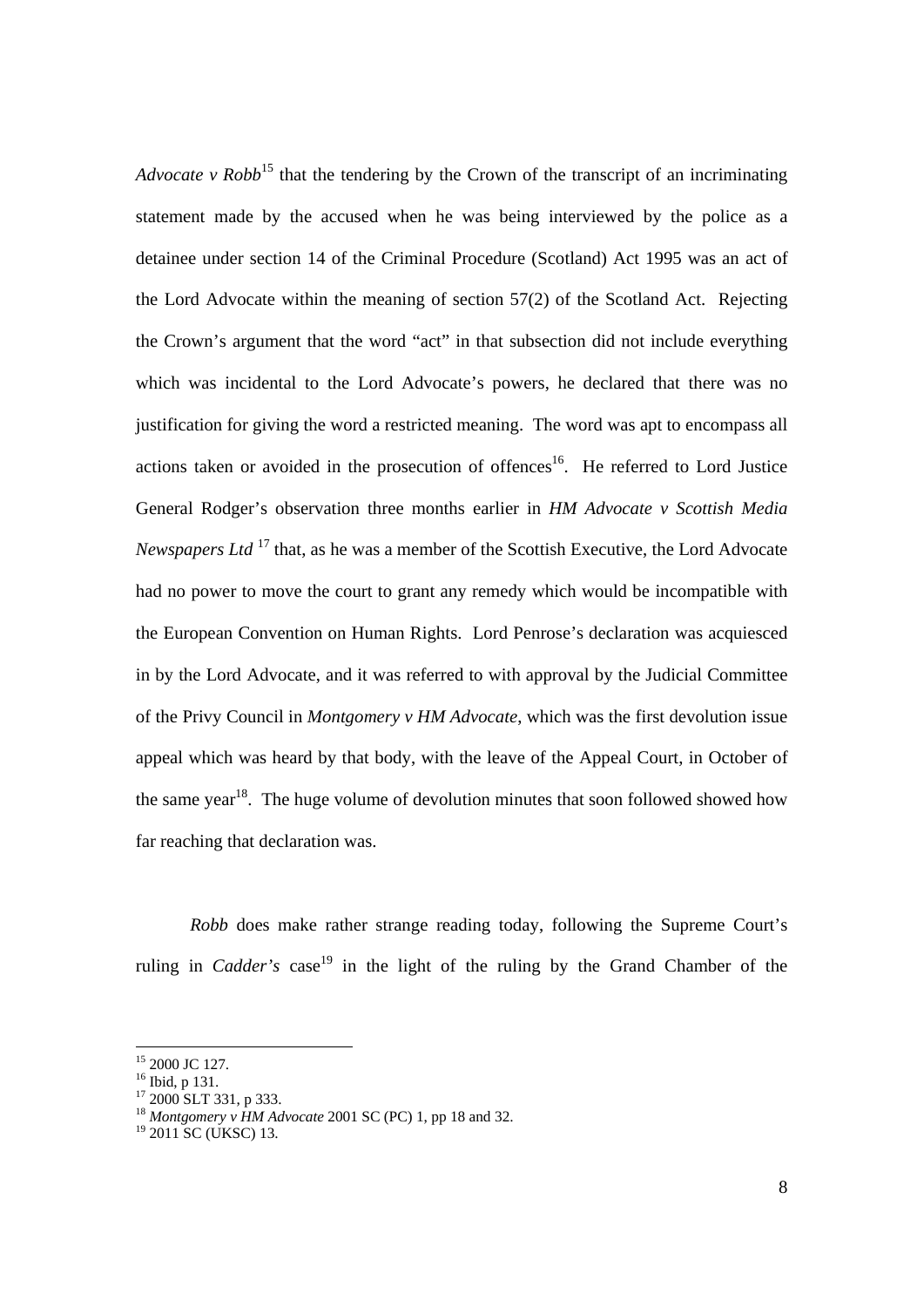*Advocate v Robb*[15] that the tendering by the Crown of the transcript of an incriminating statement made by the accused when he was being interviewed by the police as a detainee under section 14 of the Criminal Procedure (Scotland) Act 1995 was an act of the Lord Advocate within the meaning of section 57(2) of the Scotland Act. Rejecting the Crown's argument that the word "act" in that subsection did not include everything which was incidental to the Lord Advocate's powers, he declared that there was no justification for giving the word a restricted meaning. The word was apt to encompass all actions taken or avoided in the prosecution of offences[16]. He referred to Lord Justice General Rodger's observation three months earlier in *HM Advocate v Scottish Media Newspapers Ltd*[17] that, as he was a member of the Scottish Executive, the Lord Advocate had no power to move the court to grant any remedy which would be incompatible with the European Convention on Human Rights. Lord Penrose's declaration was acquiesced in by the Lord Advocate, and it was referred to with approval by the Judicial Committee of the Privy Council in *Montgomery v HM Advocate*, which was the first devolution issue appeal which was heard by that body, with the leave of the Appeal Court, in October of the same year[18]. The huge volume of devolution minutes that soon followed showed how far reaching that declaration was.

*Robb* does make rather strange reading today, following the Supreme Court's ruling in *Cadder's* case[19] in the light of the ruling by the Grand Chamber of the

---

[15] 2000 JC 127.
[16] Ibid, p 131.
[17] 2000 SLT 331, p 333.
[18] *Montgomery v HM Advocate* 2001 SC (PC) 1, pp 18 and 32.
[19] 2011 SC (UKSC) 13.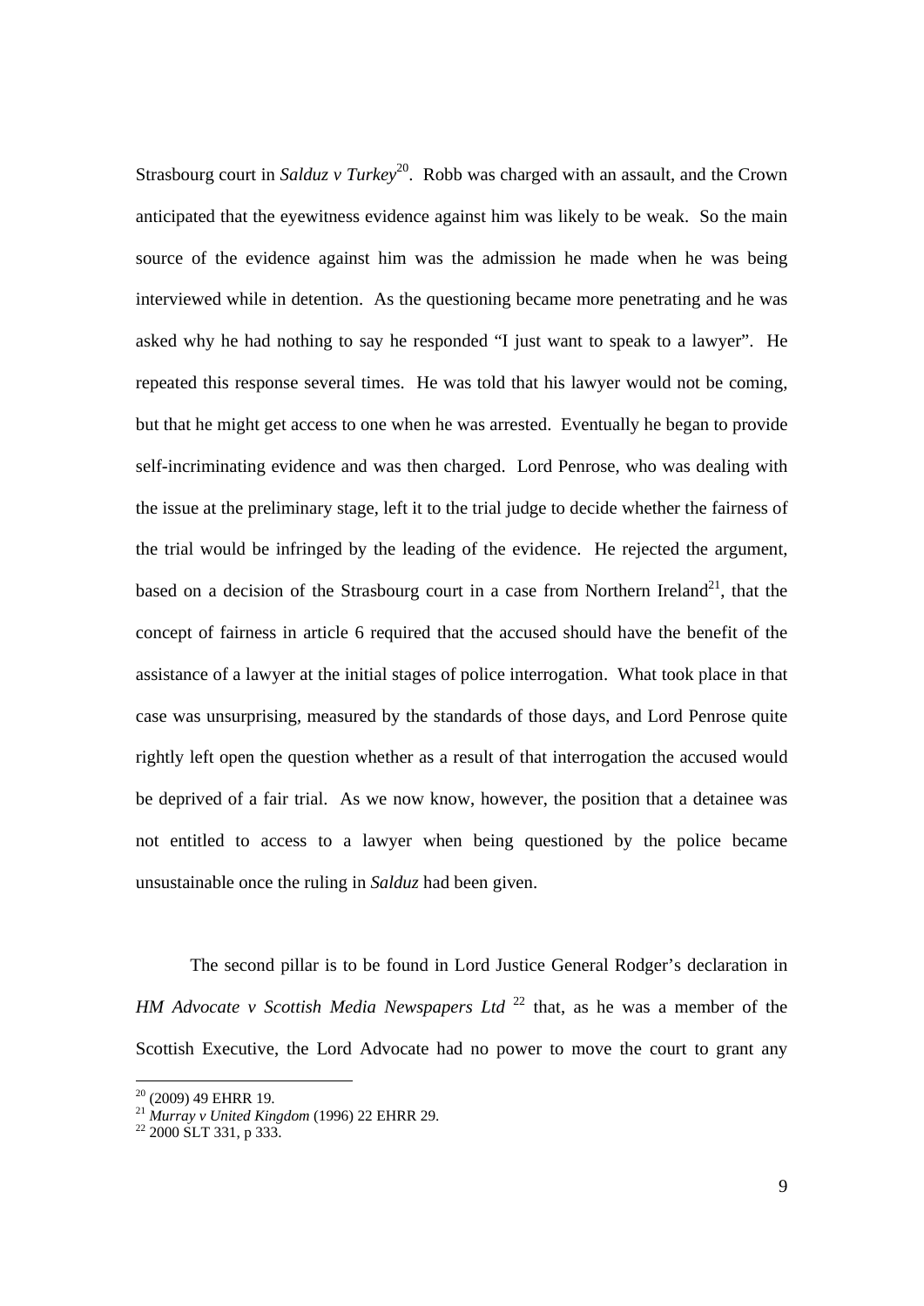Strasbourg court in *Salduz v Turkey*[20]. Robb was charged with an assault, and the Crown anticipated that the eyewitness evidence against him was likely to be weak. So the main source of the evidence against him was the admission he made when he was being interviewed while in detention. As the questioning became more penetrating and he was asked why he had nothing to say he responded "I just want to speak to a lawyer". He repeated this response several times. He was told that his lawyer would not be coming, but that he might get access to one when he was arrested. Eventually he began to provide self-incriminating evidence and was then charged. Lord Penrose, who was dealing with the issue at the preliminary stage, left it to the trial judge to decide whether the fairness of the trial would be infringed by the leading of the evidence. He rejected the argument, based on a decision of the Strasbourg court in a case from Northern Ireland[21], that the concept of fairness in article 6 required that the accused should have the benefit of the assistance of a lawyer at the initial stages of police interrogation. What took place in that case was unsurprising, measured by the standards of those days, and Lord Penrose quite rightly left open the question whether as a result of that interrogation the accused would be deprived of a fair trial. As we now know, however, the position that a detainee was not entitled to access to a lawyer when being questioned by the police became unsustainable once the ruling in *Salduz* had been given.

The second pillar is to be found in Lord Justice General Rodger's declaration in *HM Advocate v Scottish Media Newspapers Ltd* [22] that, as he was a member of the Scottish Executive, the Lord Advocate had no power to move the court to grant any

---

[20] (2009) 49 EHRR 19.

[21] *Murray v United Kingdom* (1996) 22 EHRR 29.

[22] 2000 SLT 331, p 333.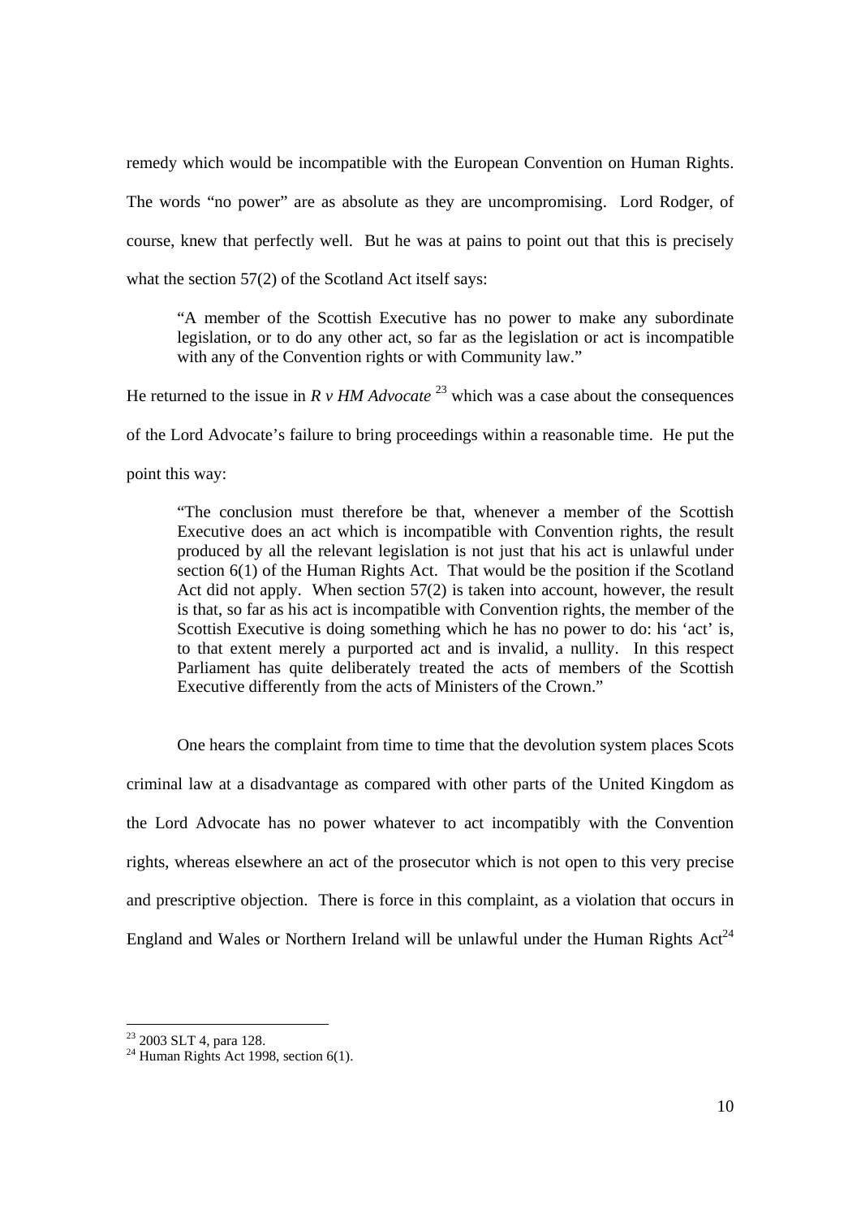remedy which would be incompatible with the European Convention on Human Rights. The words "no power" are as absolute as they are uncompromising. Lord Rodger, of course, knew that perfectly well. But he was at pains to point out that this is precisely what the section 57(2) of the Scotland Act itself says:

> "A member of the Scottish Executive has no power to make any subordinate legislation, or to do any other act, so far as the legislation or act is incompatible with any of the Convention rights or with Community law."

He returned to the issue in *R v HM Advocate* [23] which was a case about the consequences of the Lord Advocate's failure to bring proceedings within a reasonable time. He put the point this way:

> "The conclusion must therefore be that, whenever a member of the Scottish Executive does an act which is incompatible with Convention rights, the result produced by all the relevant legislation is not just that his act is unlawful under section 6(1) of the Human Rights Act. That would be the position if the Scotland Act did not apply. When section 57(2) is taken into account, however, the result is that, so far as his act is incompatible with Convention rights, the member of the Scottish Executive is doing something which he has no power to do: his 'act' is, to that extent merely a purported act and is invalid, a nullity. In this respect Parliament has quite deliberately treated the acts of members of the Scottish Executive differently from the acts of Ministers of the Crown."

One hears the complaint from time to time that the devolution system places Scots criminal law at a disadvantage as compared with other parts of the United Kingdom as the Lord Advocate has no power whatever to act incompatibly with the Convention rights, whereas elsewhere an act of the prosecutor which is not open to this very precise and prescriptive objection. There is force in this complaint, as a violation that occurs in England and Wales or Northern Ireland will be unlawful under the Human Rights Act[24]

---

[23] 2003 SLT 4, para 128.

[24] Human Rights Act 1998, section 6(1).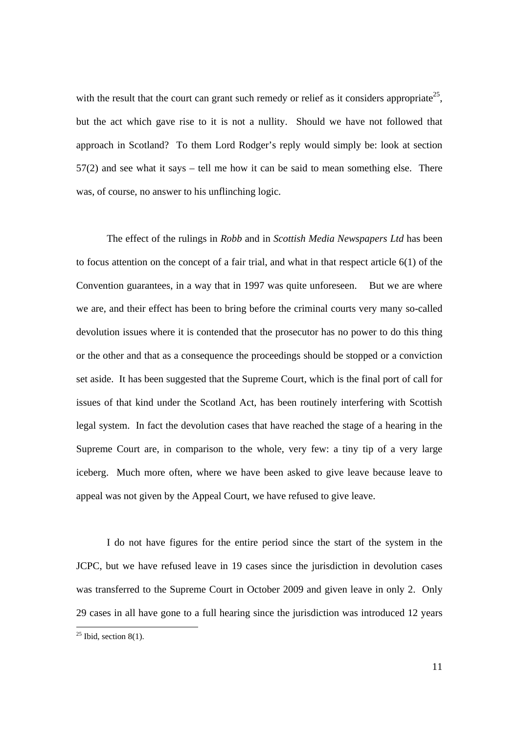with the result that the court can grant such remedy or relief as it considers appropriate[25], but the act which gave rise to it is not a nullity. Should we have not followed that approach in Scotland? To them Lord Rodger's reply would simply be: look at section 57(2) and see what it says – tell me how it can be said to mean something else. There was, of course, no answer to his unflinching logic.

The effect of the rulings in *Robb* and in *Scottish Media Newspapers Ltd* has been to focus attention on the concept of a fair trial, and what in that respect article 6(1) of the Convention guarantees, in a way that in 1997 was quite unforeseen. But we are where we are, and their effect has been to bring before the criminal courts very many so-called devolution issues where it is contended that the prosecutor has no power to do this thing or the other and that as a consequence the proceedings should be stopped or a conviction set aside. It has been suggested that the Supreme Court, which is the final port of call for issues of that kind under the Scotland Act, has been routinely interfering with Scottish legal system. In fact the devolution cases that have reached the stage of a hearing in the Supreme Court are, in comparison to the whole, very few: a tiny tip of a very large iceberg. Much more often, where we have been asked to give leave because leave to appeal was not given by the Appeal Court, we have refused to give leave.

I do not have figures for the entire period since the start of the system in the JCPC, but we have refused leave in 19 cases since the jurisdiction in devolution cases was transferred to the Supreme Court in October 2009 and given leave in only 2. Only 29 cases in all have gone to a full hearing since the jurisdiction was introduced 12 years

[25] Ibid, section 8(1).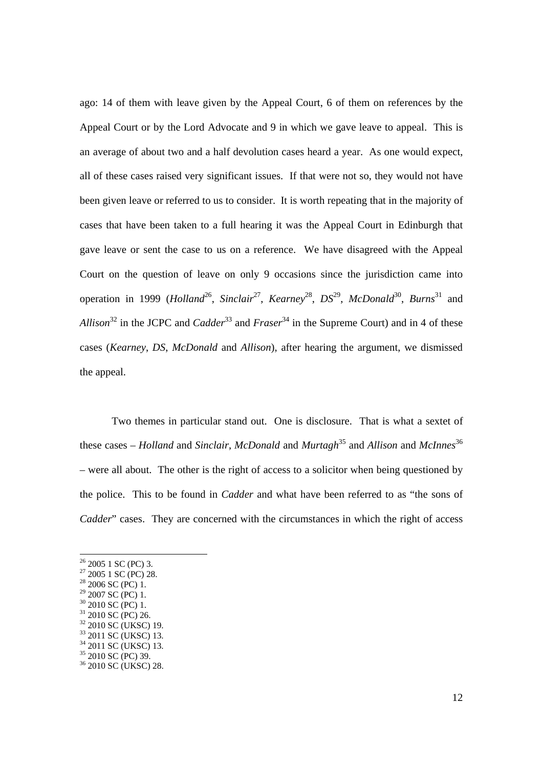ago: 14 of them with leave given by the Appeal Court, 6 of them on references by the Appeal Court or by the Lord Advocate and 9 in which we gave leave to appeal. This is an average of about two and a half devolution cases heard a year. As one would expect, all of these cases raised very significant issues. If that were not so, they would not have been given leave or referred to us to consider. It is worth repeating that in the majority of cases that have been taken to a full hearing it was the Appeal Court in Edinburgh that gave leave or sent the case to us on a reference. We have disagreed with the Appeal Court on the question of leave on only 9 occasions since the jurisdiction came into operation in 1999 (*Holland*[26], *Sinclair*[27], *Kearney*[28], *DS*[29], *McDonald*[30], *Burns*[31] and *Allison*[32] in the JCPC and *Cadder*[33] and *Fraser*[34] in the Supreme Court) and in 4 of these cases (*Kearney*, *DS*, *McDonald* and *Allison*), after hearing the argument, we dismissed the appeal.

Two themes in particular stand out. One is disclosure. That is what a sextet of these cases – *Holland* and *Sinclair*, *McDonald* and *Murtagh*[35] and *Allison* and *McInnes*[36] – were all about. The other is the right of access to a solicitor when being questioned by the police. This to be found in *Cadder* and what have been referred to as "the sons of *Cadder*" cases. They are concerned with the circumstances in which the right of access

[26] 2005 1 SC (PC) 3.
[27] 2005 1 SC (PC) 28.
[28] 2006 SC (PC) 1.
[29] 2007 SC (PC) 1.
[30] 2010 SC (PC) 1.
[31] 2010 SC (PC) 26.
[32] 2010 SC (UKSC) 19.
[33] 2011 SC (UKSC) 13.
[34] 2011 SC (UKSC) 13.
[35] 2010 SC (PC) 39.
[36] 2010 SC (UKSC) 28.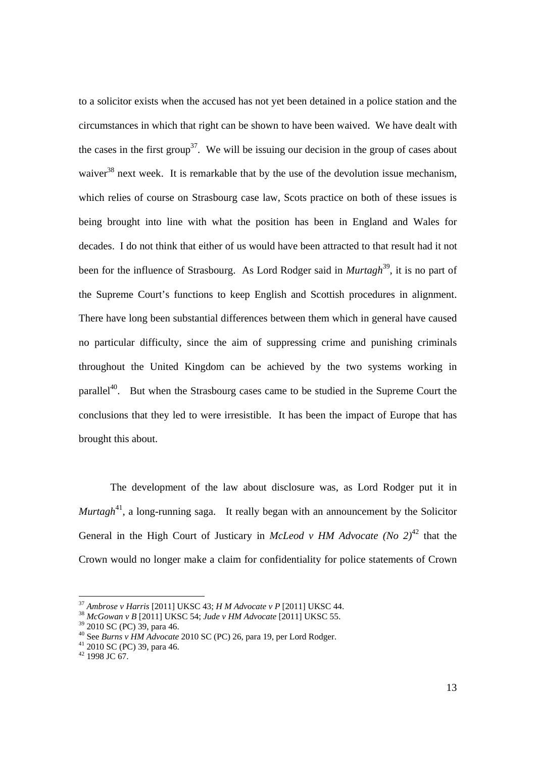to a solicitor exists when the accused has not yet been detained in a police station and the circumstances in which that right can be shown to have been waived. We have dealt with the cases in the first group[37]. We will be issuing our decision in the group of cases about waiver[38] next week. It is remarkable that by the use of the devolution issue mechanism, which relies of course on Strasbourg case law, Scots practice on both of these issues is being brought into line with what the position has been in England and Wales for decades. I do not think that either of us would have been attracted to that result had it not been for the influence of Strasbourg. As Lord Rodger said in *Murtagh*[39], it is no part of the Supreme Court's functions to keep English and Scottish procedures in alignment. There have long been substantial differences between them which in general have caused no particular difficulty, since the aim of suppressing crime and punishing criminals throughout the United Kingdom can be achieved by the two systems working in parallel[40]. But when the Strasbourg cases came to be studied in the Supreme Court the conclusions that they led to were irresistible. It has been the impact of Europe that has brought this about.

The development of the law about disclosure was, as Lord Rodger put it in *Murtagh*[41], a long-running saga. It really began with an announcement by the Solicitor General in the High Court of Justiciary in *McLeod v HM Advocate (No 2)*[42] that the Crown would no longer make a claim for confidentiality for police statements of Crown

---

[37] *Ambrose v Harris* [2011] UKSC 43; *H M Advocate v P* [2011] UKSC 44.

[38] *McGowan v B* [2011] UKSC 54; *Jude v HM Advocate* [2011] UKSC 55.

[39] 2010 SC (PC) 39, para 46.

[40] See *Burns v HM Advocate* 2010 SC (PC) 26, para 19, per Lord Rodger.

[41] 2010 SC (PC) 39, para 46.

[42] 1998 JC 67.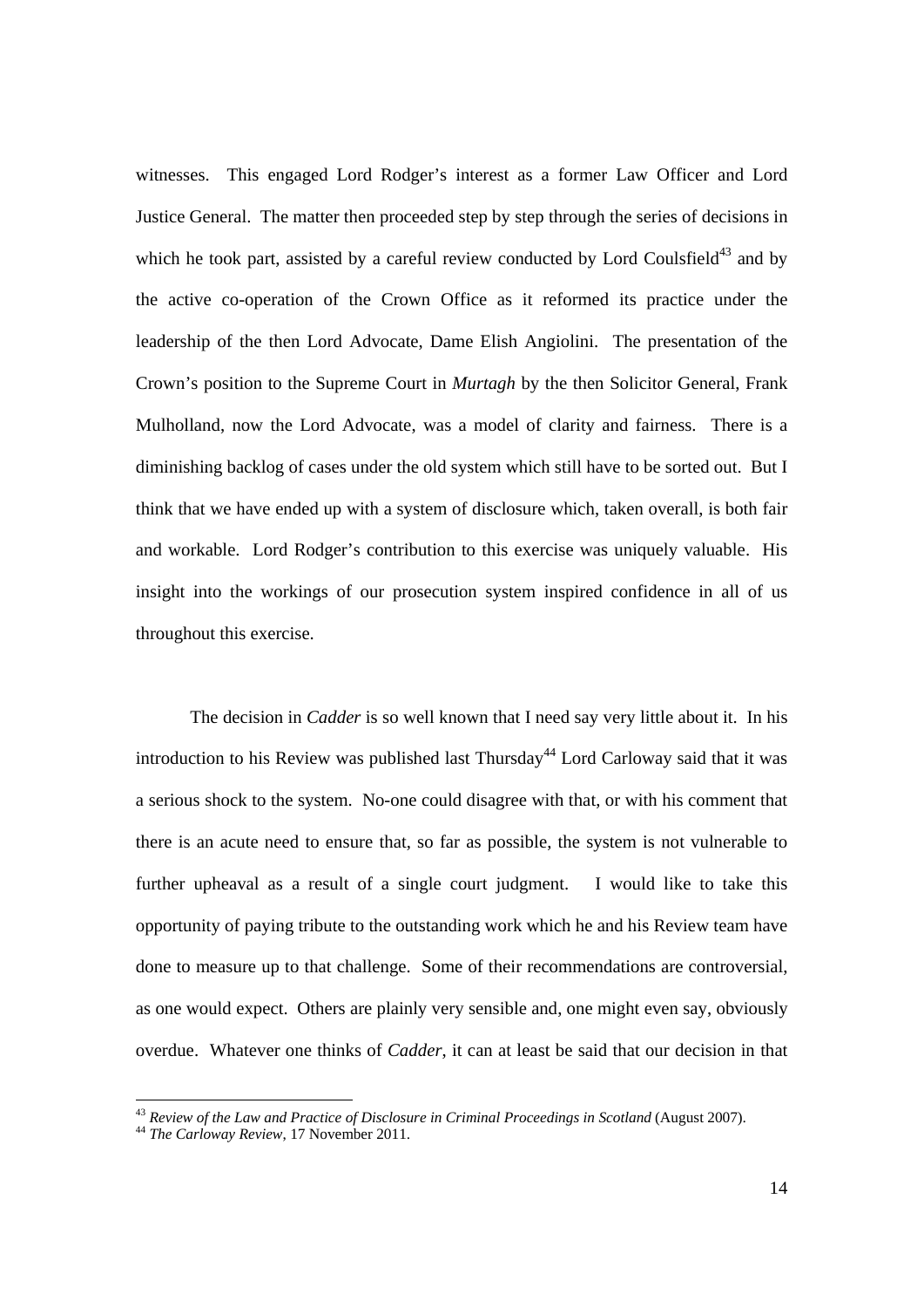witnesses. This engaged Lord Rodger's interest as a former Law Officer and Lord Justice General. The matter then proceeded step by step through the series of decisions in which he took part, assisted by a careful review conducted by Lord Coulsfield[43] and by the active co-operation of the Crown Office as it reformed its practice under the leadership of the then Lord Advocate, Dame Elish Angiolini. The presentation of the Crown's position to the Supreme Court in *Murtagh* by the then Solicitor General, Frank Mulholland, now the Lord Advocate, was a model of clarity and fairness. There is a diminishing backlog of cases under the old system which still have to be sorted out. But I think that we have ended up with a system of disclosure which, taken overall, is both fair and workable. Lord Rodger's contribution to this exercise was uniquely valuable. His insight into the workings of our prosecution system inspired confidence in all of us throughout this exercise.

The decision in *Cadder* is so well known that I need say very little about it. In his introduction to his Review was published last Thursday[44] Lord Carloway said that it was a serious shock to the system. No-one could disagree with that, or with his comment that there is an acute need to ensure that, so far as possible, the system is not vulnerable to further upheaval as a result of a single court judgment. I would like to take this opportunity of paying tribute to the outstanding work which he and his Review team have done to measure up to that challenge. Some of their recommendations are controversial, as one would expect. Others are plainly very sensible and, one might even say, obviously overdue. Whatever one thinks of *Cadder*, it can at least be said that our decision in that

---

[43] *Review of the Law and Practice of Disclosure in Criminal Proceedings in Scotland* (August 2007).

[44] *The Carloway Review*, 17 November 2011.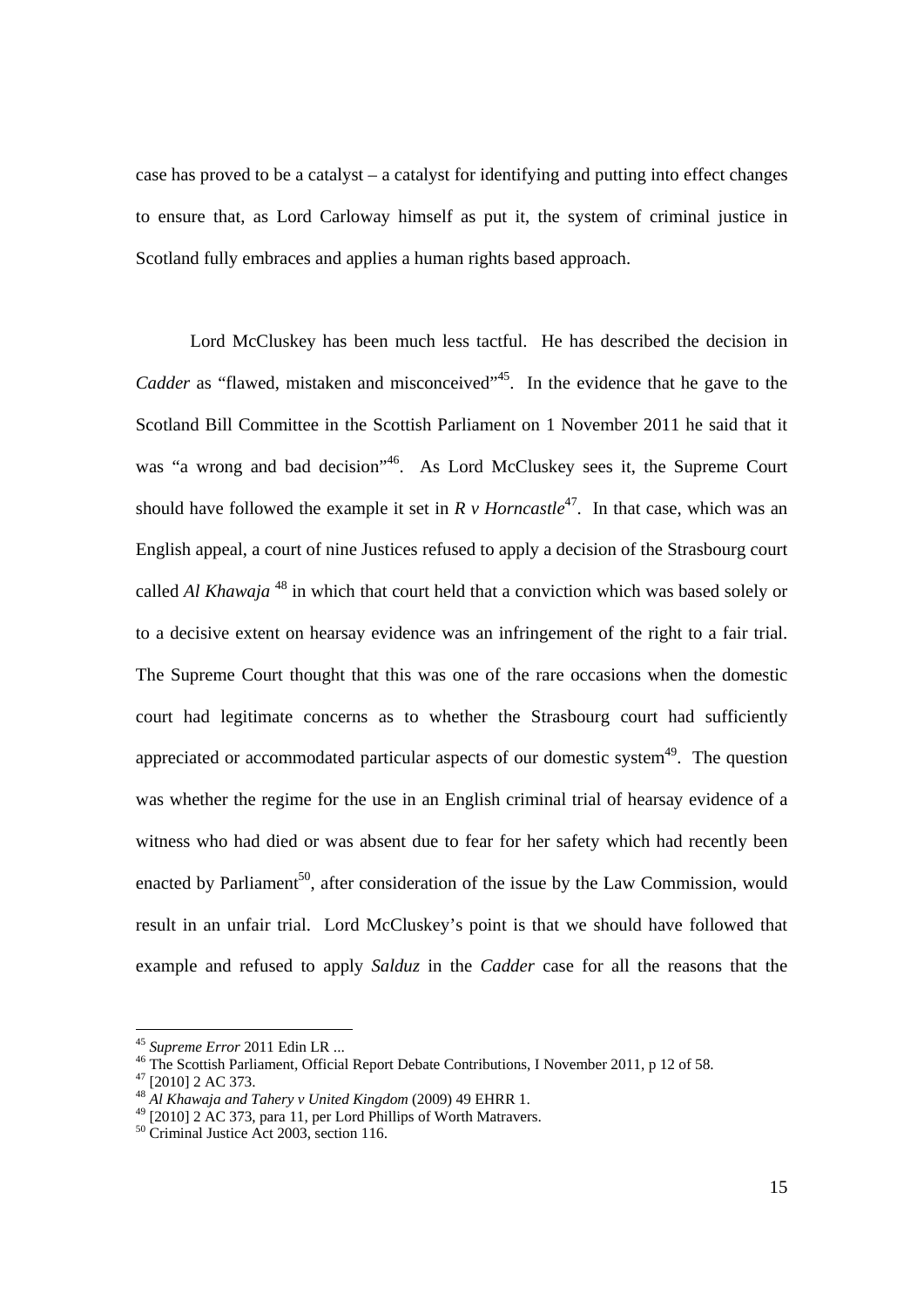case has proved to be a catalyst – a catalyst for identifying and putting into effect changes to ensure that, as Lord Carloway himself as put it, the system of criminal justice in Scotland fully embraces and applies a human rights based approach.

Lord McCluskey has been much less tactful. He has described the decision in *Cadder* as "flawed, mistaken and misconceived"[45]. In the evidence that he gave to the Scotland Bill Committee in the Scottish Parliament on 1 November 2011 he said that it was "a wrong and bad decision"[46]. As Lord McCluskey sees it, the Supreme Court should have followed the example it set in *R v Horncastle*[47]. In that case, which was an English appeal, a court of nine Justices refused to apply a decision of the Strasbourg court called *Al Khawaja* [48] in which that court held that a conviction which was based solely or to a decisive extent on hearsay evidence was an infringement of the right to a fair trial. The Supreme Court thought that this was one of the rare occasions when the domestic court had legitimate concerns as to whether the Strasbourg court had sufficiently appreciated or accommodated particular aspects of our domestic system[49]. The question was whether the regime for the use in an English criminal trial of hearsay evidence of a witness who had died or was absent due to fear for her safety which had recently been enacted by Parliament[50], after consideration of the issue by the Law Commission, would result in an unfair trial. Lord McCluskey's point is that we should have followed that example and refused to apply *Salduz* in the *Cadder* case for all the reasons that the

---

[45] *Supreme Error* 2011 Edin LR ...

[46] The Scottish Parliament, Official Report Debate Contributions, I November 2011, p 12 of 58.

[47] [2010] 2 AC 373.

[48] *Al Khawaja and Tahery v United Kingdom* (2009) 49 EHRR 1.

[49] [2010] 2 AC 373, para 11, per Lord Phillips of Worth Matravers.

[50] Criminal Justice Act 2003, section 116.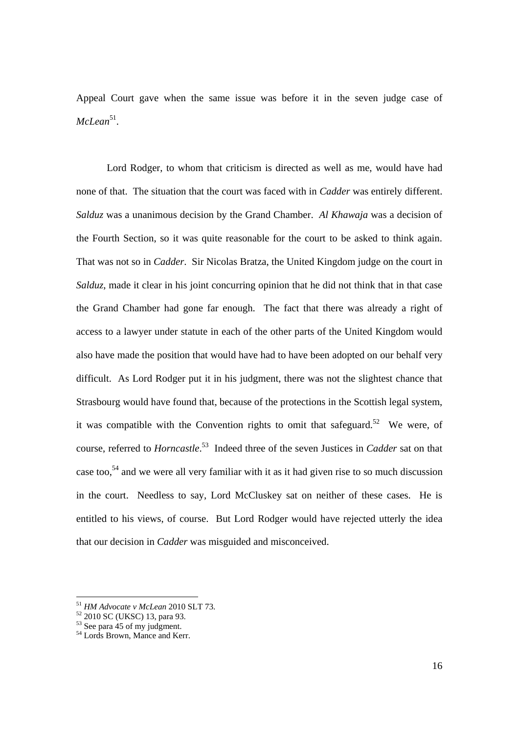Appeal Court gave when the same issue was before it in the seven judge case of *McLean*[51].

Lord Rodger, to whom that criticism is directed as well as me, would have had none of that. The situation that the court was faced with in *Cadder* was entirely different. *Salduz* was a unanimous decision by the Grand Chamber. *Al Khawaja* was a decision of the Fourth Section, so it was quite reasonable for the court to be asked to think again. That was not so in *Cadder*. Sir Nicolas Bratza, the United Kingdom judge on the court in *Salduz*, made it clear in his joint concurring opinion that he did not think that in that case the Grand Chamber had gone far enough. The fact that there was already a right of access to a lawyer under statute in each of the other parts of the United Kingdom would also have made the position that would have had to have been adopted on our behalf very difficult. As Lord Rodger put it in his judgment, there was not the slightest chance that Strasbourg would have found that, because of the protections in the Scottish legal system, it was compatible with the Convention rights to omit that safeguard.[52] We were, of course, referred to *Horncastle*.[53] Indeed three of the seven Justices in *Cadder* sat on that case too,[54] and we were all very familiar with it as it had given rise to so much discussion in the court. Needless to say, Lord McCluskey sat on neither of these cases. He is entitled to his views, of course. But Lord Rodger would have rejected utterly the idea that our decision in *Cadder* was misguided and misconceived.

---

[51] *HM Advocate v McLean* 2010 SLT 73.

[52] 2010 SC (UKSC) 13, para 93.

[53] See para 45 of my judgment.

[54] Lords Brown, Mance and Kerr.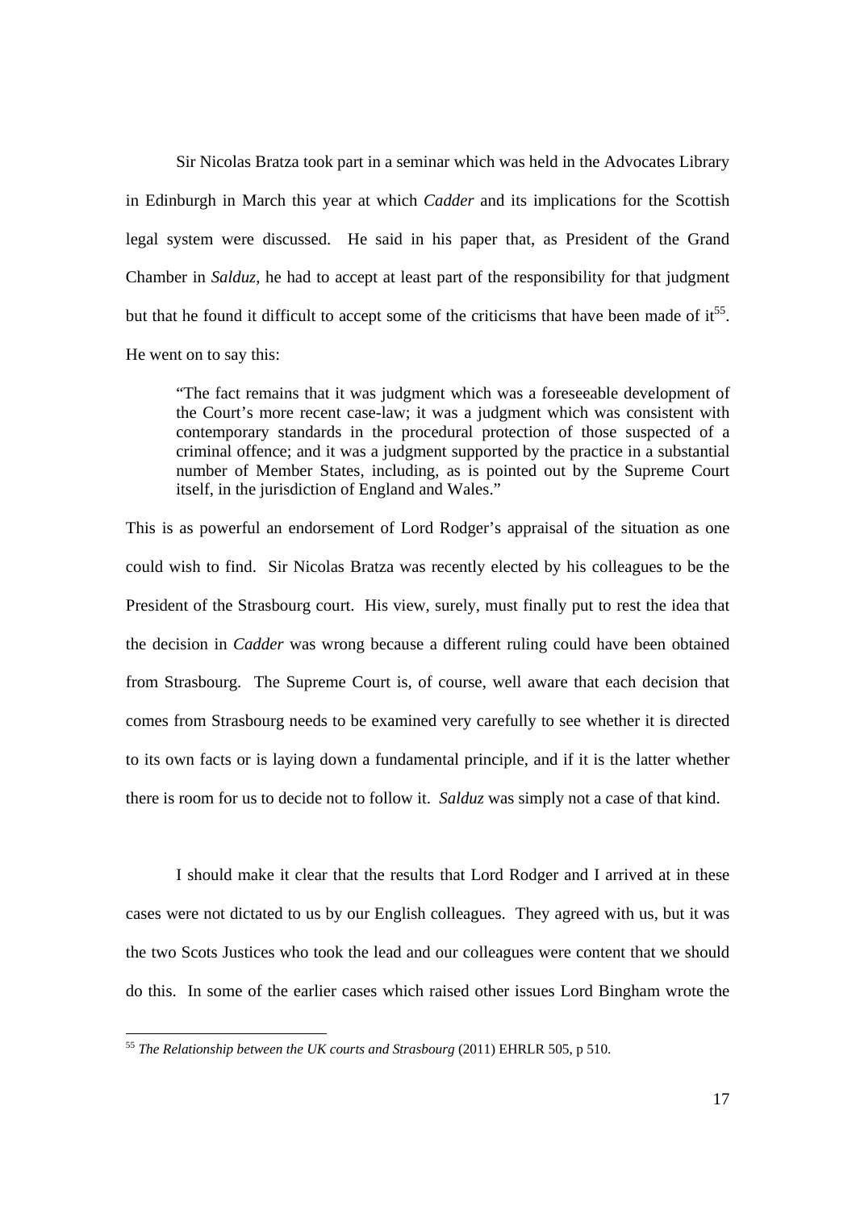Sir Nicolas Bratza took part in a seminar which was held in the Advocates Library in Edinburgh in March this year at which *Cadder* and its implications for the Scottish legal system were discussed. He said in his paper that, as President of the Grand Chamber in *Salduz*, he had to accept at least part of the responsibility for that judgment but that he found it difficult to accept some of the criticisms that have been made of it[55]. He went on to say this:

> "The fact remains that it was judgment which was a foreseeable development of the Court's more recent case-law; it was a judgment which was consistent with contemporary standards in the procedural protection of those suspected of a criminal offence; and it was a judgment supported by the practice in a substantial number of Member States, including, as is pointed out by the Supreme Court itself, in the jurisdiction of England and Wales."

This is as powerful an endorsement of Lord Rodger's appraisal of the situation as one could wish to find. Sir Nicolas Bratza was recently elected by his colleagues to be the President of the Strasbourg court. His view, surely, must finally put to rest the idea that the decision in *Cadder* was wrong because a different ruling could have been obtained from Strasbourg. The Supreme Court is, of course, well aware that each decision that comes from Strasbourg needs to be examined very carefully to see whether it is directed to its own facts or is laying down a fundamental principle, and if it is the latter whether there is room for us to decide not to follow it. *Salduz* was simply not a case of that kind.

I should make it clear that the results that Lord Rodger and I arrived at in these cases were not dictated to us by our English colleagues. They agreed with us, but it was the two Scots Justices who took the lead and our colleagues were content that we should do this. In some of the earlier cases which raised other issues Lord Bingham wrote the

---

[55] *The Relationship between the UK courts and Strasbourg* (2011) EHRLR 505, p 510.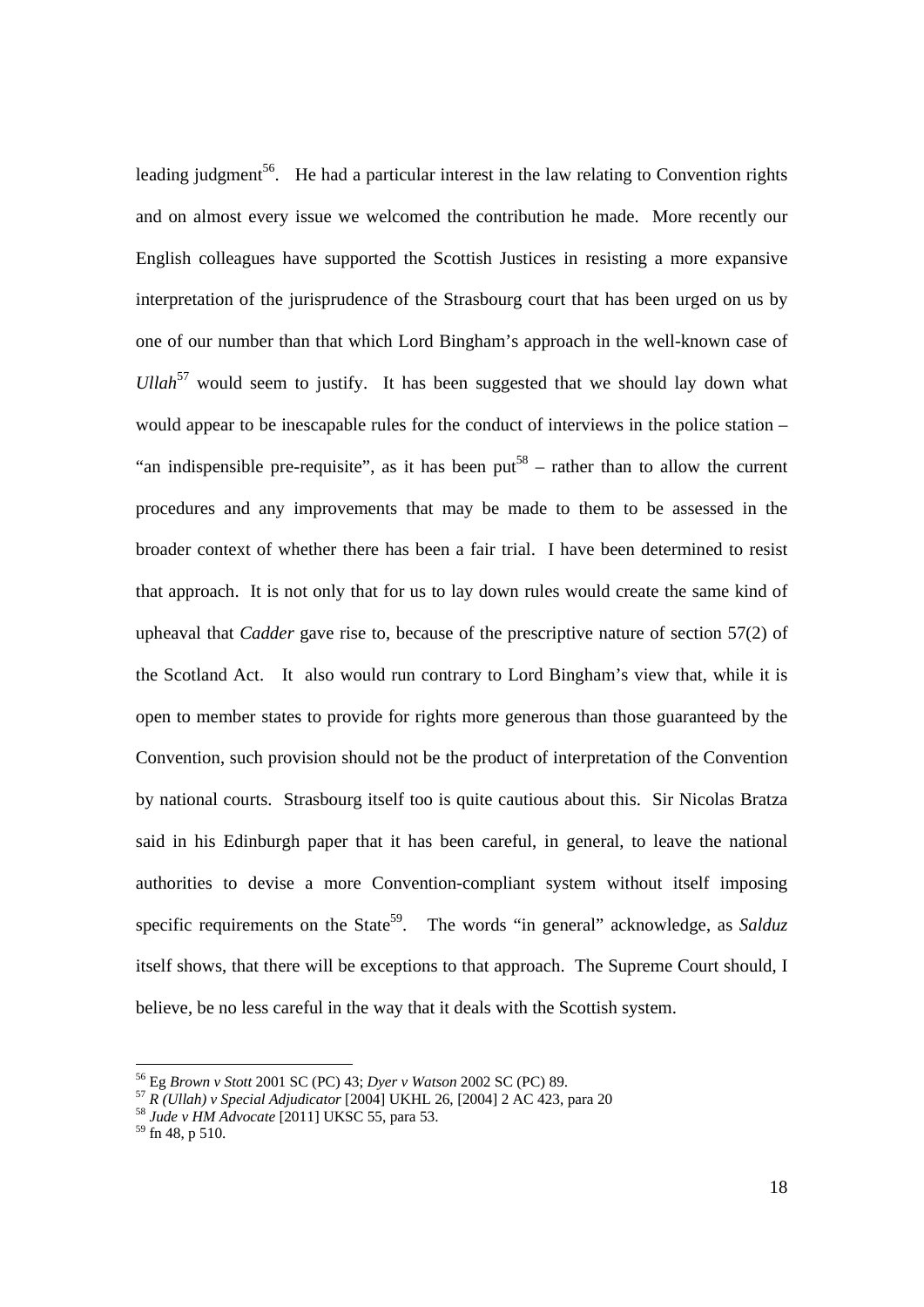leading judgment[56]. He had a particular interest in the law relating to Convention rights and on almost every issue we welcomed the contribution he made. More recently our English colleagues have supported the Scottish Justices in resisting a more expansive interpretation of the jurisprudence of the Strasbourg court that has been urged on us by one of our number than that which Lord Bingham's approach in the well-known case of *Ullah*[57] would seem to justify. It has been suggested that we should lay down what would appear to be inescapable rules for the conduct of interviews in the police station – "an indispensible pre-requisite", as it has been put[58] – rather than to allow the current procedures and any improvements that may be made to them to be assessed in the broader context of whether there has been a fair trial. I have been determined to resist that approach. It is not only that for us to lay down rules would create the same kind of upheaval that *Cadder* gave rise to, because of the prescriptive nature of section 57(2) of the Scotland Act. It also would run contrary to Lord Bingham's view that, while it is open to member states to provide for rights more generous than those guaranteed by the Convention, such provision should not be the product of interpretation of the Convention by national courts. Strasbourg itself too is quite cautious about this. Sir Nicolas Bratza said in his Edinburgh paper that it has been careful, in general, to leave the national authorities to devise a more Convention-compliant system without itself imposing specific requirements on the State[59]. The words "in general" acknowledge, as *Salduz* itself shows, that there will be exceptions to that approach. The Supreme Court should, I believe, be no less careful in the way that it deals with the Scottish system.

---

[56] Eg *Brown v Stott* 2001 SC (PC) 43; *Dyer v Watson* 2002 SC (PC) 89.

[57] *R (Ullah) v Special Adjudicator* [2004] UKHL 26, [2004] 2 AC 423, para 20

[58] *Jude v HM Advocate* [2011] UKSC 55, para 53.

[59] fn 48, p 510.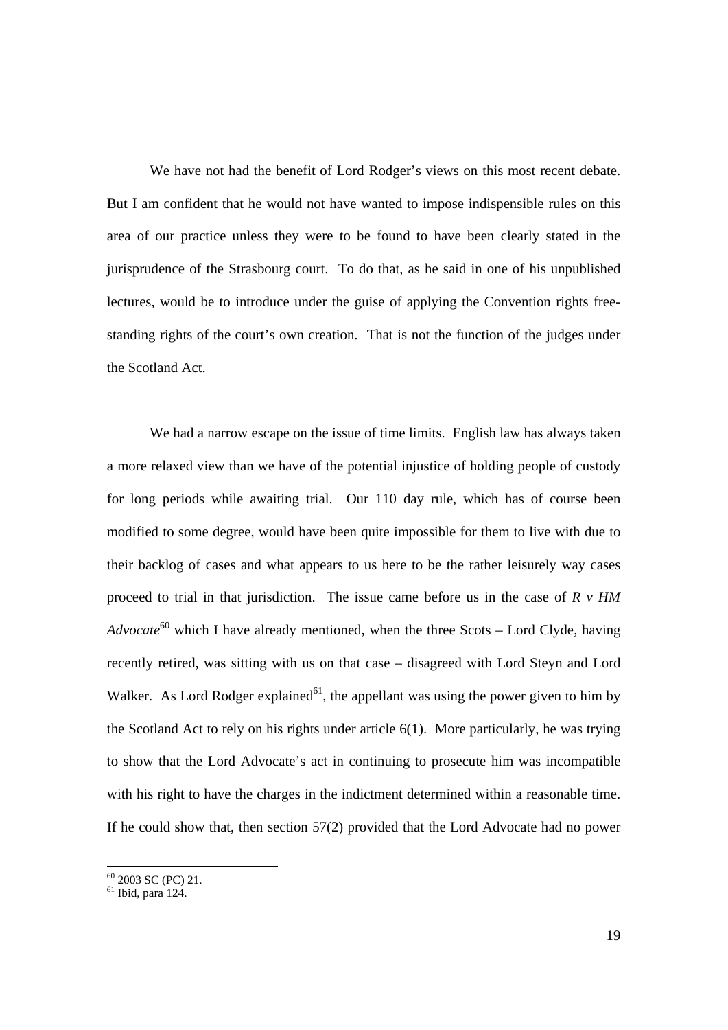We have not had the benefit of Lord Rodger's views on this most recent debate. But I am confident that he would not have wanted to impose indispensible rules on this area of our practice unless they were to be found to have been clearly stated in the jurisprudence of the Strasbourg court. To do that, as he said in one of his unpublished lectures, would be to introduce under the guise of applying the Convention rights free-standing rights of the court's own creation. That is not the function of the judges under the Scotland Act.

We had a narrow escape on the issue of time limits. English law has always taken a more relaxed view than we have of the potential injustice of holding people of custody for long periods while awaiting trial. Our 110 day rule, which has of course been modified to some degree, would have been quite impossible for them to live with due to their backlog of cases and what appears to us here to be the rather leisurely way cases proceed to trial in that jurisdiction. The issue came before us in the case of *R v HM Advocate*[60] which I have already mentioned, when the three Scots – Lord Clyde, having recently retired, was sitting with us on that case – disagreed with Lord Steyn and Lord Walker. As Lord Rodger explained[61], the appellant was using the power given to him by the Scotland Act to rely on his rights under article 6(1). More particularly, he was trying to show that the Lord Advocate's act in continuing to prosecute him was incompatible with his right to have the charges in the indictment determined within a reasonable time. If he could show that, then section 57(2) provided that the Lord Advocate had no power

---

[60] 2003 SC (PC) 21.

[61] Ibid, para 124.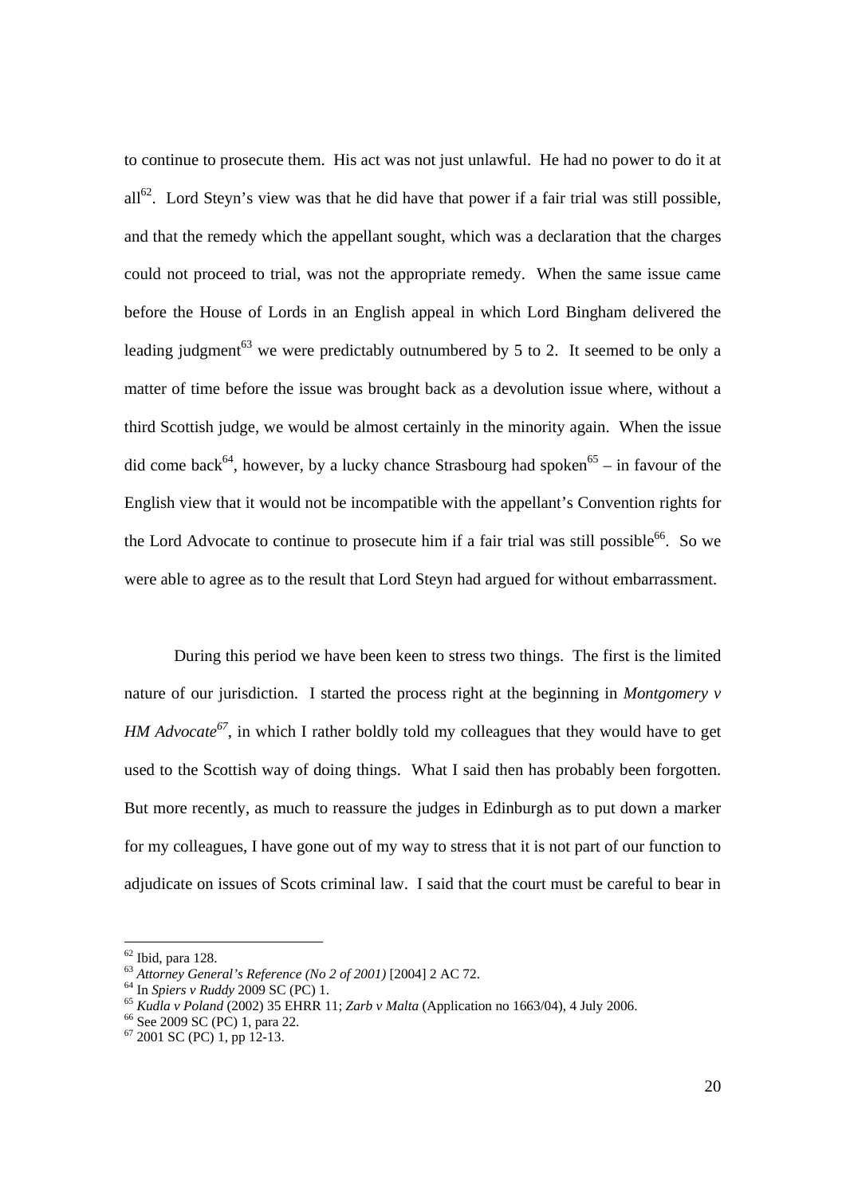to continue to prosecute them. His act was not just unlawful. He had no power to do it at all[62]. Lord Steyn's view was that he did have that power if a fair trial was still possible, and that the remedy which the appellant sought, which was a declaration that the charges could not proceed to trial, was not the appropriate remedy. When the same issue came before the House of Lords in an English appeal in which Lord Bingham delivered the leading judgment[63] we were predictably outnumbered by 5 to 2. It seemed to be only a matter of time before the issue was brought back as a devolution issue where, without a third Scottish judge, we would be almost certainly in the minority again. When the issue did come back[64], however, by a lucky chance Strasbourg had spoken[65] – in favour of the English view that it would not be incompatible with the appellant's Convention rights for the Lord Advocate to continue to prosecute him if a fair trial was still possible[66]. So we were able to agree as to the result that Lord Steyn had argued for without embarrassment.

During this period we have been keen to stress two things. The first is the limited nature of our jurisdiction. I started the process right at the beginning in *Montgomery v HM Advocate*[67], in which I rather boldly told my colleagues that they would have to get used to the Scottish way of doing things. What I said then has probably been forgotten. But more recently, as much to reassure the judges in Edinburgh as to put down a marker for my colleagues, I have gone out of my way to stress that it is not part of our function to adjudicate on issues of Scots criminal law. I said that the court must be careful to bear in

---

[62] Ibid, para 128.

[63] *Attorney General's Reference (No 2 of 2001)* [2004] 2 AC 72.

[64] In *Spiers v Ruddy* 2009 SC (PC) 1.

[65] *Kudla v Poland* (2002) 35 EHRR 11; *Zarb v Malta* (Application no 1663/04), 4 July 2006.

[66] See 2009 SC (PC) 1, para 22.

[67] 2001 SC (PC) 1, pp 12-13.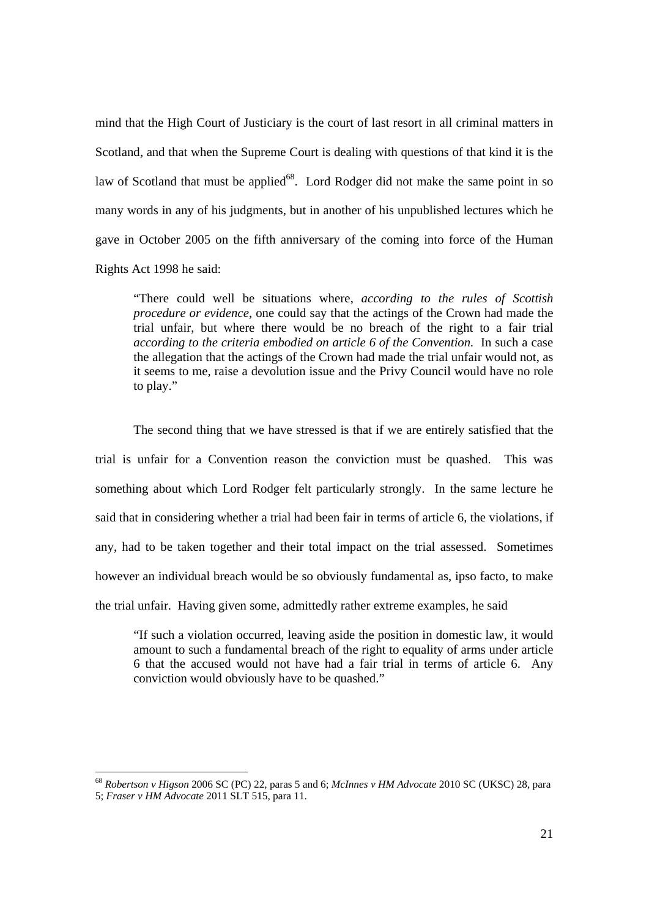mind that the High Court of Justiciary is the court of last resort in all criminal matters in Scotland, and that when the Supreme Court is dealing with questions of that kind it is the law of Scotland that must be applied[68]. Lord Rodger did not make the same point in so many words in any of his judgments, but in another of his unpublished lectures which he gave in October 2005 on the fifth anniversary of the coming into force of the Human Rights Act 1998 he said:

> "There could well be situations where, *according to the rules of Scottish procedure or evidence*, one could say that the actings of the Crown had made the trial unfair, but where there would be no breach of the right to a fair trial *according to the criteria embodied on article 6 of the Convention.* In such a case the allegation that the actings of the Crown had made the trial unfair would not, as it seems to me, raise a devolution issue and the Privy Council would have no role to play."

The second thing that we have stressed is that if we are entirely satisfied that the trial is unfair for a Convention reason the conviction must be quashed. This was something about which Lord Rodger felt particularly strongly. In the same lecture he said that in considering whether a trial had been fair in terms of article 6, the violations, if any, had to be taken together and their total impact on the trial assessed. Sometimes however an individual breach would be so obviously fundamental as, ipso facto, to make the trial unfair. Having given some, admittedly rather extreme examples, he said

> "If such a violation occurred, leaving aside the position in domestic law, it would amount to such a fundamental breach of the right to equality of arms under article 6 that the accused would not have had a fair trial in terms of article 6. Any conviction would obviously have to be quashed."

---

[68] *Robertson v Higson* 2006 SC (PC) 22, paras 5 and 6; *McInnes v HM Advocate* 2010 SC (UKSC) 28, para 5; *Fraser v HM Advocate* 2011 SLT 515, para 11.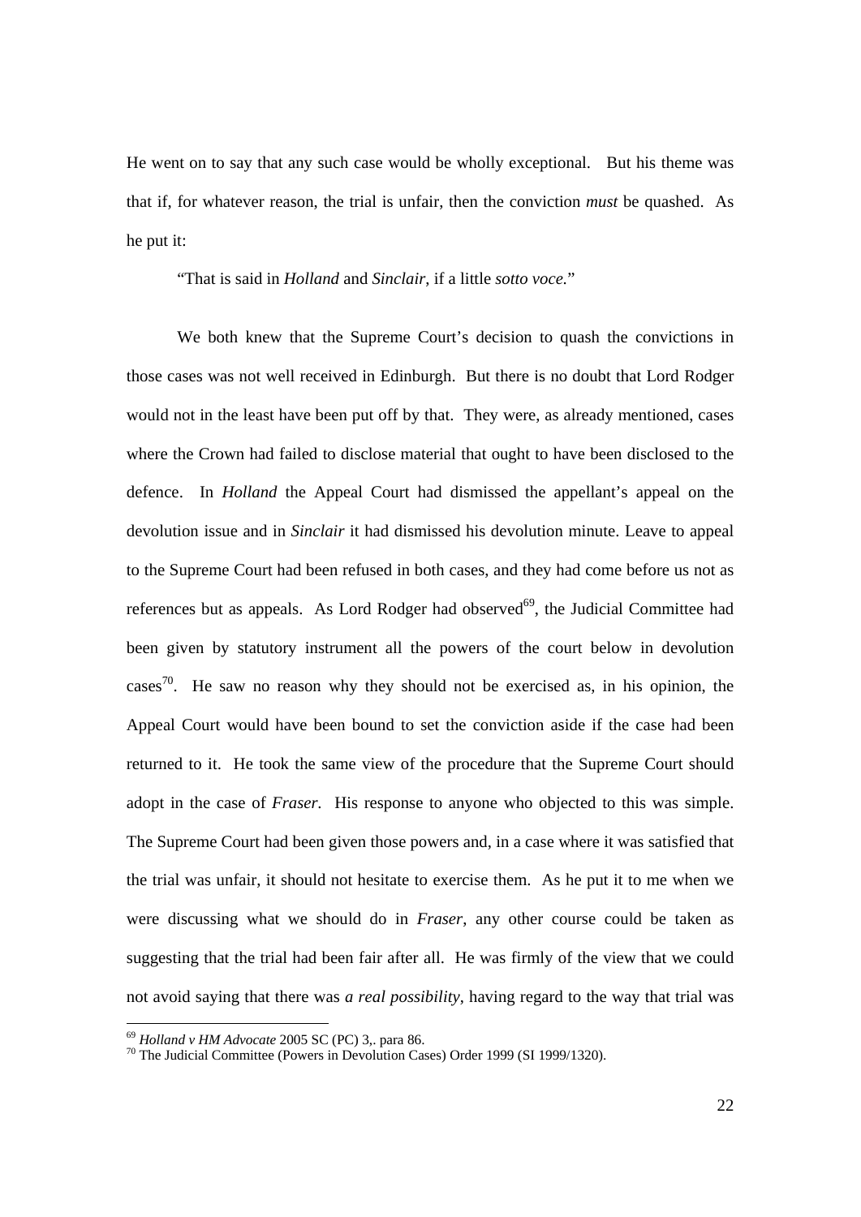He went on to say that any such case would be wholly exceptional. But his theme was that if, for whatever reason, the trial is unfair, then the conviction *must* be quashed. As he put it:

> "That is said in *Holland* and *Sinclair*, if a little *sotto voce*."

We both knew that the Supreme Court's decision to quash the convictions in those cases was not well received in Edinburgh. But there is no doubt that Lord Rodger would not in the least have been put off by that. They were, as already mentioned, cases where the Crown had failed to disclose material that ought to have been disclosed to the defence. In *Holland* the Appeal Court had dismissed the appellant's appeal on the devolution issue and in *Sinclair* it had dismissed his devolution minute. Leave to appeal to the Supreme Court had been refused in both cases, and they had come before us not as references but as appeals. As Lord Rodger had observed[69], the Judicial Committee had been given by statutory instrument all the powers of the court below in devolution cases[70]. He saw no reason why they should not be exercised as, in his opinion, the Appeal Court would have been bound to set the conviction aside if the case had been returned to it. He took the same view of the procedure that the Supreme Court should adopt in the case of *Fraser*. His response to anyone who objected to this was simple. The Supreme Court had been given those powers and, in a case where it was satisfied that the trial was unfair, it should not hesitate to exercise them. As he put it to me when we were discussing what we should do in *Fraser*, any other course could be taken as suggesting that the trial had been fair after all. He was firmly of the view that we could not avoid saying that there was *a real possibility*, having regard to the way that trial was

---

[69] *Holland v HM Advocate* 2005 SC (PC) 3,. para 86.

[70] The Judicial Committee (Powers in Devolution Cases) Order 1999 (SI 1999/1320).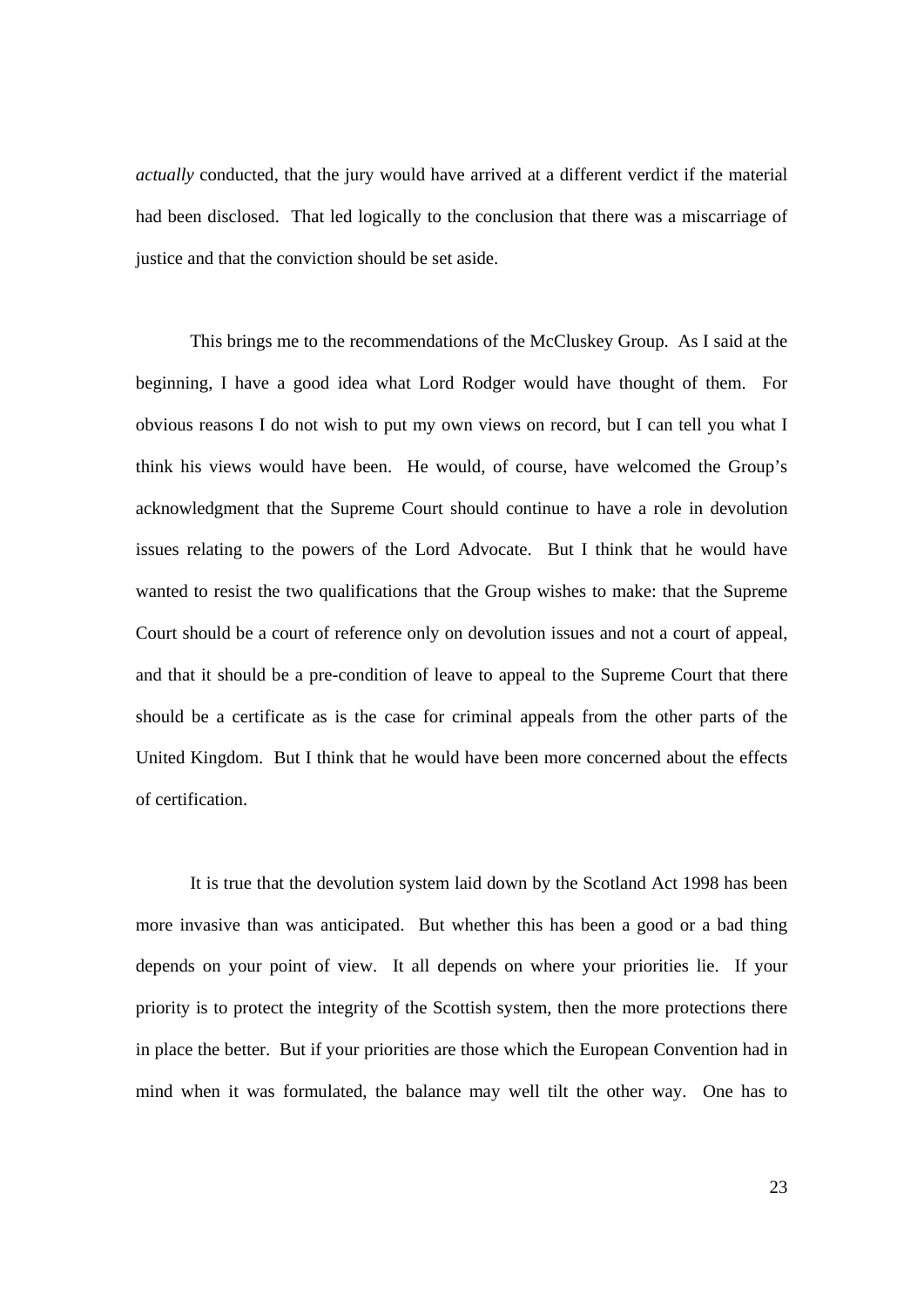*actually* conducted, that the jury would have arrived at a different verdict if the material had been disclosed. That led logically to the conclusion that there was a miscarriage of justice and that the conviction should be set aside.

This brings me to the recommendations of the McCluskey Group. As I said at the beginning, I have a good idea what Lord Rodger would have thought of them. For obvious reasons I do not wish to put my own views on record, but I can tell you what I think his views would have been. He would, of course, have welcomed the Group's acknowledgment that the Supreme Court should continue to have a role in devolution issues relating to the powers of the Lord Advocate. But I think that he would have wanted to resist the two qualifications that the Group wishes to make: that the Supreme Court should be a court of reference only on devolution issues and not a court of appeal, and that it should be a pre-condition of leave to appeal to the Supreme Court that there should be a certificate as is the case for criminal appeals from the other parts of the United Kingdom. But I think that he would have been more concerned about the effects of certification.

It is true that the devolution system laid down by the Scotland Act 1998 has been more invasive than was anticipated. But whether this has been a good or a bad thing depends on your point of view. It all depends on where your priorities lie. If your priority is to protect the integrity of the Scottish system, then the more protections there in place the better. But if your priorities are those which the European Convention had in mind when it was formulated, the balance may well tilt the other way. One has to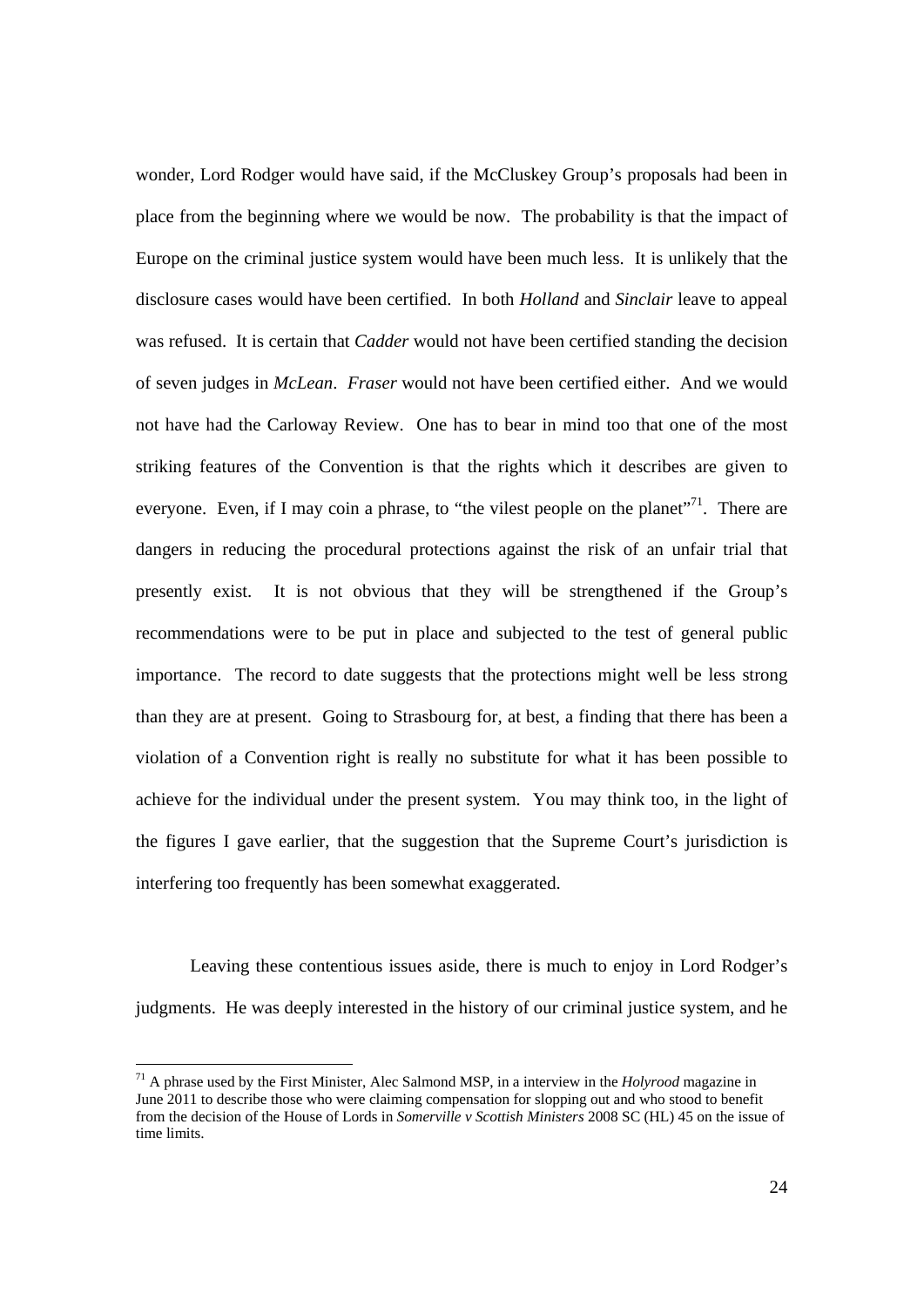wonder, Lord Rodger would have said, if the McCluskey Group's proposals had been in place from the beginning where we would be now. The probability is that the impact of Europe on the criminal justice system would have been much less. It is unlikely that the disclosure cases would have been certified. In both *Holland* and *Sinclair* leave to appeal was refused. It is certain that *Cadder* would not have been certified standing the decision of seven judges in *McLean*. *Fraser* would not have been certified either. And we would not have had the Carloway Review. One has to bear in mind too that one of the most striking features of the Convention is that the rights which it describes are given to everyone. Even, if I may coin a phrase, to "the vilest people on the planet"[71]. There are dangers in reducing the procedural protections against the risk of an unfair trial that presently exist. It is not obvious that they will be strengthened if the Group's recommendations were to be put in place and subjected to the test of general public importance. The record to date suggests that the protections might well be less strong than they are at present. Going to Strasbourg for, at best, a finding that there has been a violation of a Convention right is really no substitute for what it has been possible to achieve for the individual under the present system. You may think too, in the light of the figures I gave earlier, that the suggestion that the Supreme Court's jurisdiction is interfering too frequently has been somewhat exaggerated.

Leaving these contentious issues aside, there is much to enjoy in Lord Rodger's judgments. He was deeply interested in the history of our criminal justice system, and he

[71] A phrase used by the First Minister, Alec Salmond MSP, in a interview in the *Holyrood* magazine in June 2011 to describe those who were claiming compensation for slopping out and who stood to benefit from the decision of the House of Lords in *Somerville v Scottish Ministers* 2008 SC (HL) 45 on the issue of time limits.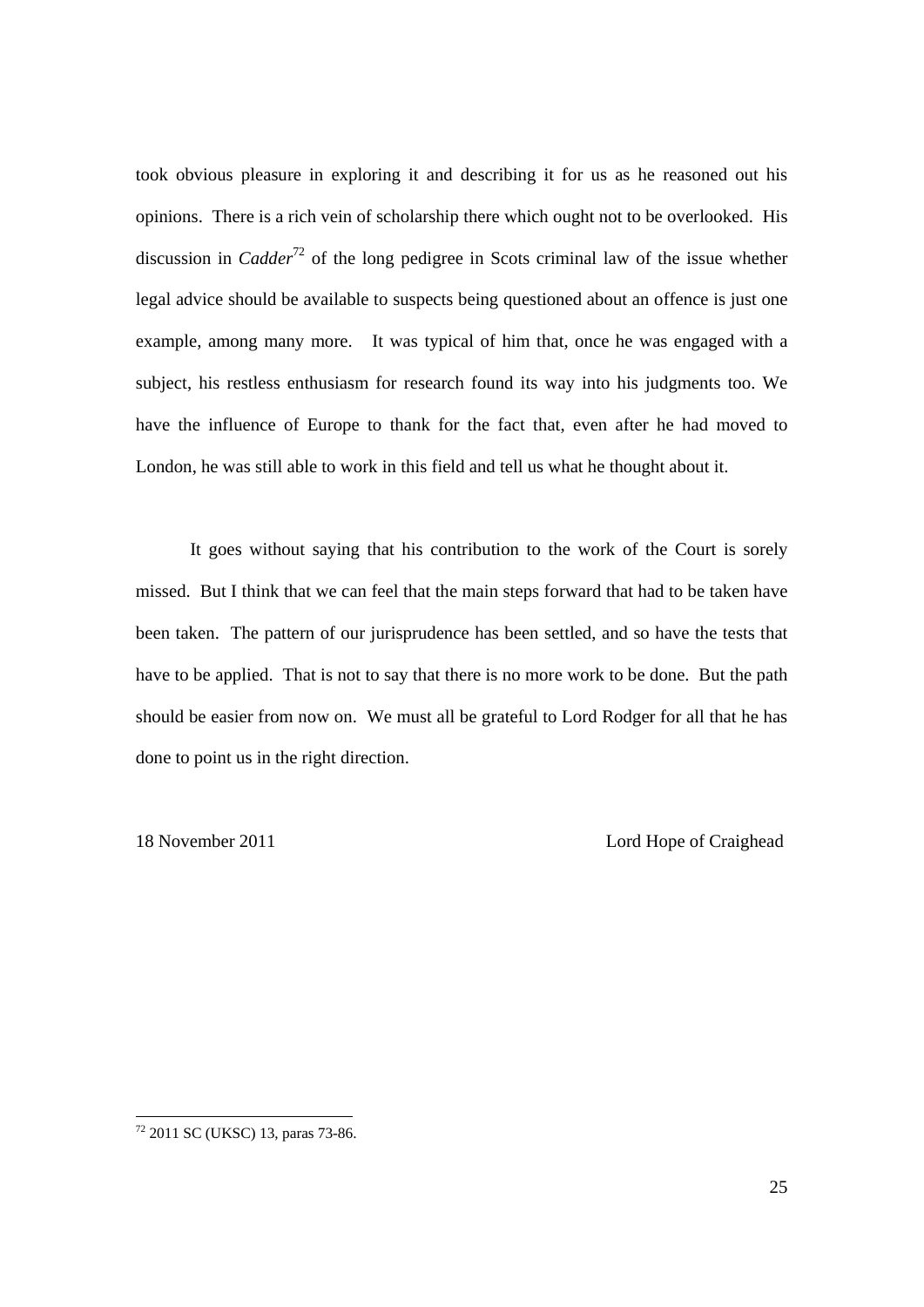took obvious pleasure in exploring it and describing it for us as he reasoned out his opinions. There is a rich vein of scholarship there which ought not to be overlooked. His discussion in *Cadder*[72] of the long pedigree in Scots criminal law of the issue whether legal advice should be available to suspects being questioned about an offence is just one example, among many more. It was typical of him that, once he was engaged with a subject, his restless enthusiasm for research found its way into his judgments too. We have the influence of Europe to thank for the fact that, even after he had moved to London, he was still able to work in this field and tell us what he thought about it.

It goes without saying that his contribution to the work of the Court is sorely missed. But I think that we can feel that the main steps forward that had to be taken have been taken. The pattern of our jurisprudence has been settled, and so have the tests that have to be applied. That is not to say that there is no more work to be done. But the path should be easier from now on. We must all be grateful to Lord Rodger for all that he has done to point us in the right direction.

18 November 2011 Lord Hope of Craighead

---

[72] 2011 SC (UKSC) 13, paras 73-86.